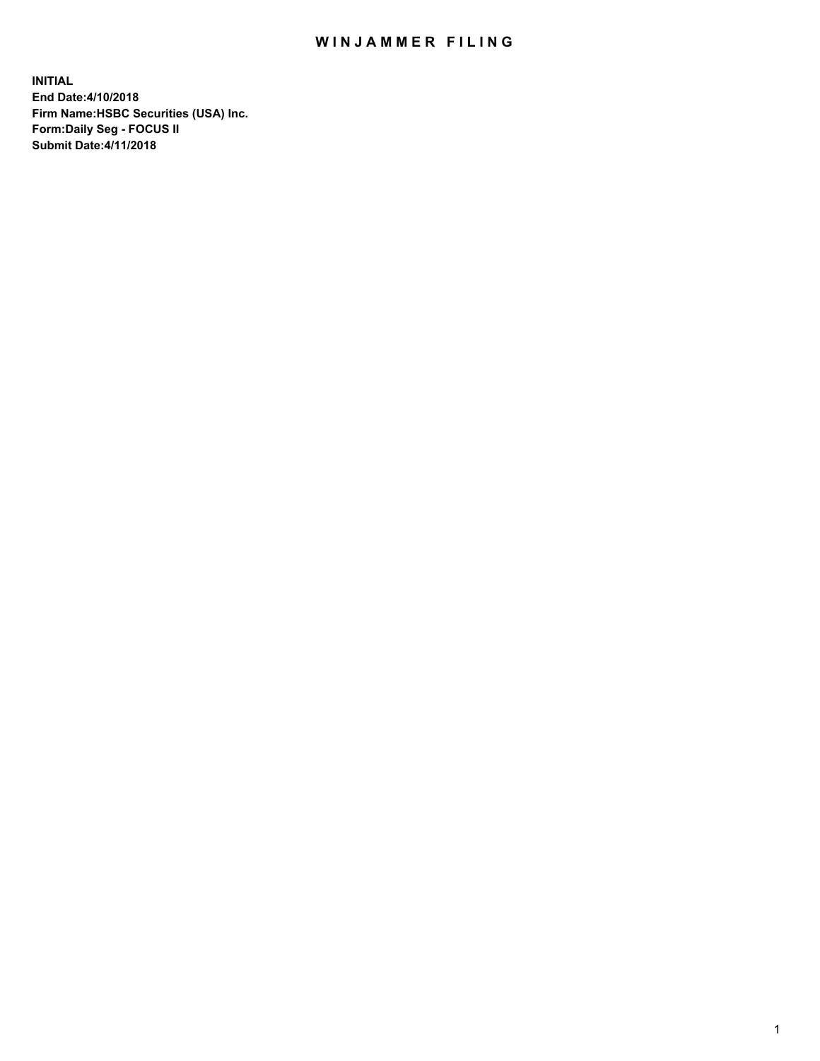# WINJAMMER FILING

**INITIAL**
**End Date:4/10/2018**
**Firm Name:HSBC Securities (USA) Inc.**
**Form:Daily Seg - FOCUS II**
**Submit Date:4/11/2018**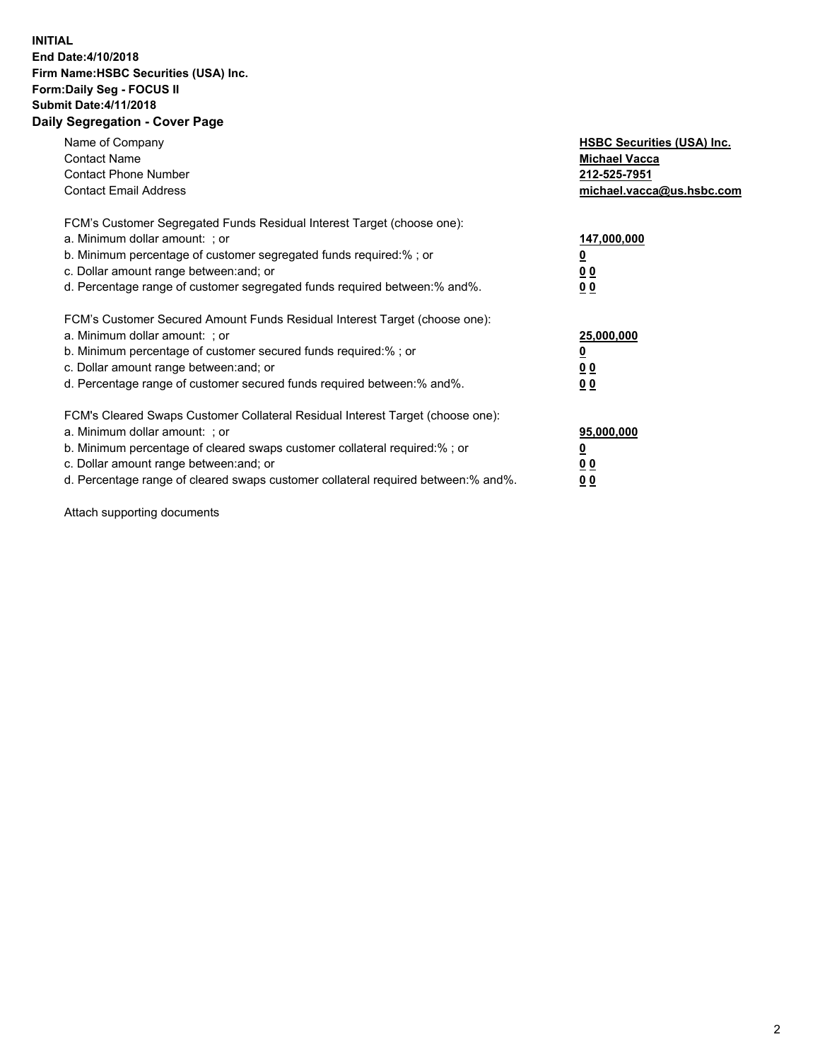**INITIAL**
**End Date:4/10/2018**
**Firm Name:HSBC Securities (USA) Inc.**
**Form:Daily Seg - FOCUS II**
**Submit Date:4/11/2018**

## Daily Segregation - Cover Page

| | |
|---|---|
| Name of Company | **HSBC Securities (USA) Inc.** |
| Contact Name | **Michael Vacca** |
| Contact Phone Number | **212-525-7951** |
| Contact Email Address | **michael.vacca@us.hsbc.com** |

| | |
|---|---|
| FCM's Customer Segregated Funds Residual Interest Target (choose one): | |
| a. Minimum dollar amount: ; or | **147,000,000** |
| b. Minimum percentage of customer segregated funds required:% ; or | **0** |
| c. Dollar amount range between:and; or | **0 0** |
| d. Percentage range of customer segregated funds required between:% and%. | **0 0** |

| | |
|---|---|
| FCM's Customer Secured Amount Funds Residual Interest Target (choose one): | |
| a. Minimum dollar amount: ; or | **25,000,000** |
| b. Minimum percentage of customer secured funds required:% ; or | **0** |
| c. Dollar amount range between:and; or | **0 0** |
| d. Percentage range of customer secured funds required between:% and%. | **0 0** |

| | |
|---|---|
| FCM's Cleared Swaps Customer Collateral Residual Interest Target (choose one): | |
| a. Minimum dollar amount: ; or | **95,000,000** |
| b. Minimum percentage of cleared swaps customer collateral required:% ; or | **0** |
| c. Dollar amount range between:and; or | **0 0** |
| d. Percentage range of cleared swaps customer collateral required between:% and%. | **0 0** |

Attach supporting documents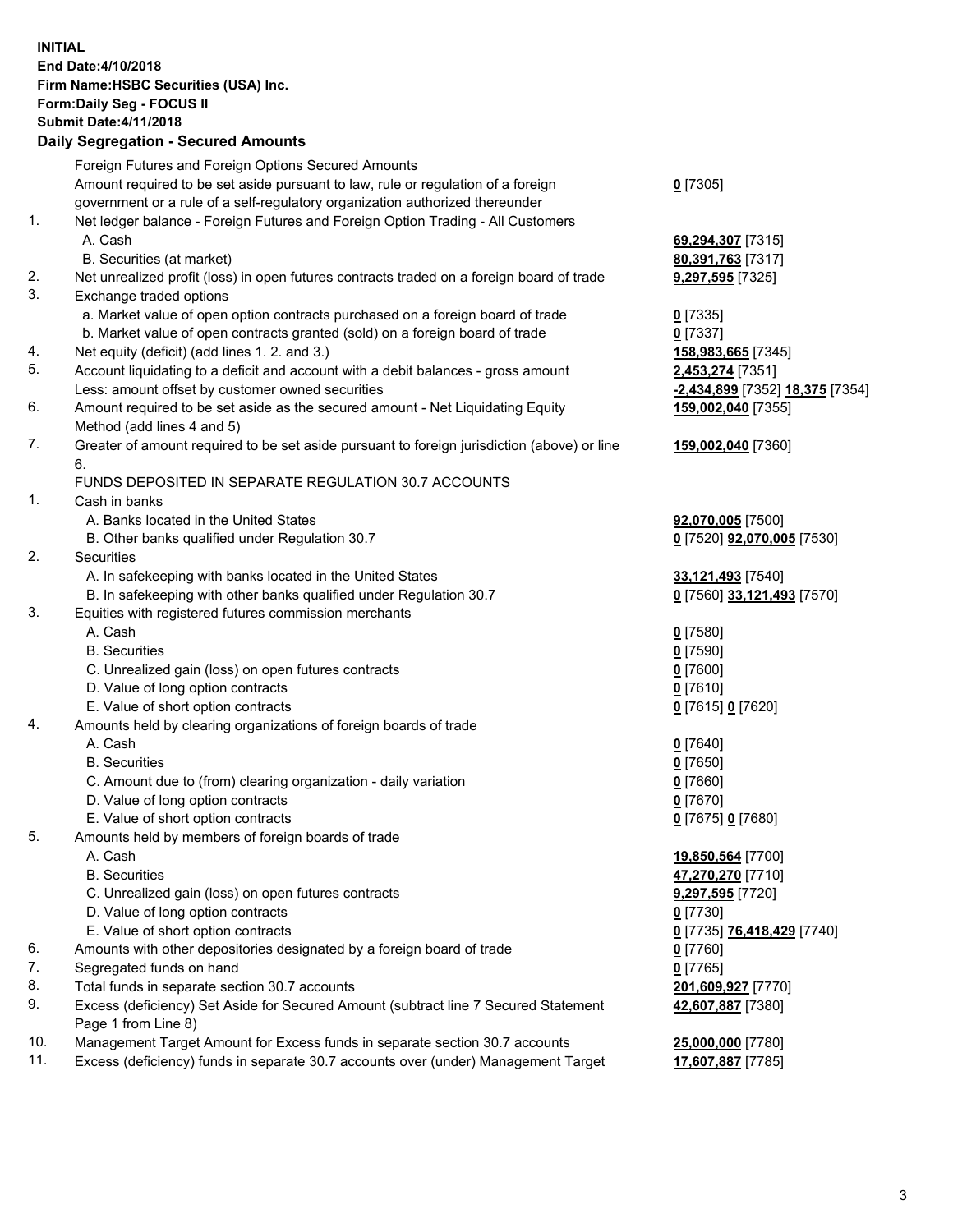**INITIAL**
**End Date:4/10/2018**
**Firm Name:HSBC Securities (USA) Inc.**
**Form:Daily Seg - FOCUS II**
**Submit Date:4/11/2018**

**Daily Segregation - Secured Amounts**

| | | |
|---|---|---|
| | Foreign Futures and Foreign Options Secured Amounts | |
| | Amount required to be set aside pursuant to law, rule or regulation of a foreign government or a rule of a self-regulatory organization authorized thereunder | **0** [7305] |
| 1. | Net ledger balance - Foreign Futures and Foreign Option Trading - All Customers | |
| | A. Cash | **69,294,307** [7315] |
| | B. Securities (at market) | **80,391,763** [7317] |
| 2. | Net unrealized profit (loss) in open futures contracts traded on a foreign board of trade | **9,297,595** [7325] |
| 3. | Exchange traded options | |
| | a. Market value of open option contracts purchased on a foreign board of trade | **0** [7335] |
| | b. Market value of open contracts granted (sold) on a foreign board of trade | **0** [7337] |
| 4. | Net equity (deficit) (add lines 1. 2. and 3.) | **158,983,665** [7345] |
| 5. | Account liquidating to a deficit and account with a debit balances - gross amount | **2,453,274** [7351] |
| | Less: amount offset by customer owned securities | **-2,434,899** [7352] **18,375** [7354] |
| 6. | Amount required to be set aside as the secured amount - Net Liquidating Equity Method (add lines 4 and 5) | **159,002,040** [7355] |
| 7. | Greater of amount required to be set aside pursuant to foreign jurisdiction (above) or line 6. | **159,002,040** [7360] |
| | FUNDS DEPOSITED IN SEPARATE REGULATION 30.7 ACCOUNTS | |
| 1. | Cash in banks | |
| | A. Banks located in the United States | **92,070,005** [7500] |
| | B. Other banks qualified under Regulation 30.7 | **0** [7520] **92,070,005** [7530] |
| 2. | Securities | |
| | A. In safekeeping with banks located in the United States | **33,121,493** [7540] |
| | B. In safekeeping with other banks qualified under Regulation 30.7 | **0** [7560] **33,121,493** [7570] |
| 3. | Equities with registered futures commission merchants | |
| | A. Cash | **0** [7580] |
| | B. Securities | **0** [7590] |
| | C. Unrealized gain (loss) on open futures contracts | **0** [7600] |
| | D. Value of long option contracts | **0** [7610] |
| | E. Value of short option contracts | **0** [7615] **0** [7620] |
| 4. | Amounts held by clearing organizations of foreign boards of trade | |
| | A. Cash | **0** [7640] |
| | B. Securities | **0** [7650] |
| | C. Amount due to (from) clearing organization - daily variation | **0** [7660] |
| | D. Value of long option contracts | **0** [7670] |
| | E. Value of short option contracts | **0** [7675] **0** [7680] |
| 5. | Amounts held by members of foreign boards of trade | |
| | A. Cash | **19,850,564** [7700] |
| | B. Securities | **47,270,270** [7710] |
| | C. Unrealized gain (loss) on open futures contracts | **9,297,595** [7720] |
| | D. Value of long option contracts | **0** [7730] |
| | E. Value of short option contracts | **0** [7735] **76,418,429** [7740] |
| 6. | Amounts with other depositories designated by a foreign board of trade | **0** [7760] |
| 7. | Segregated funds on hand | **0** [7765] |
| 8. | Total funds in separate section 30.7 accounts | **201,609,927** [7770] |
| 9. | Excess (deficiency) Set Aside for Secured Amount (subtract line 7 Secured Statement Page 1 from Line 8) | **42,607,887** [7380] |
| 10. | Management Target Amount for Excess funds in separate section 30.7 accounts | **25,000,000** [7780] |
| 11. | Excess (deficiency) funds in separate 30.7 accounts over (under) Management Target | **17,607,887** [7785] |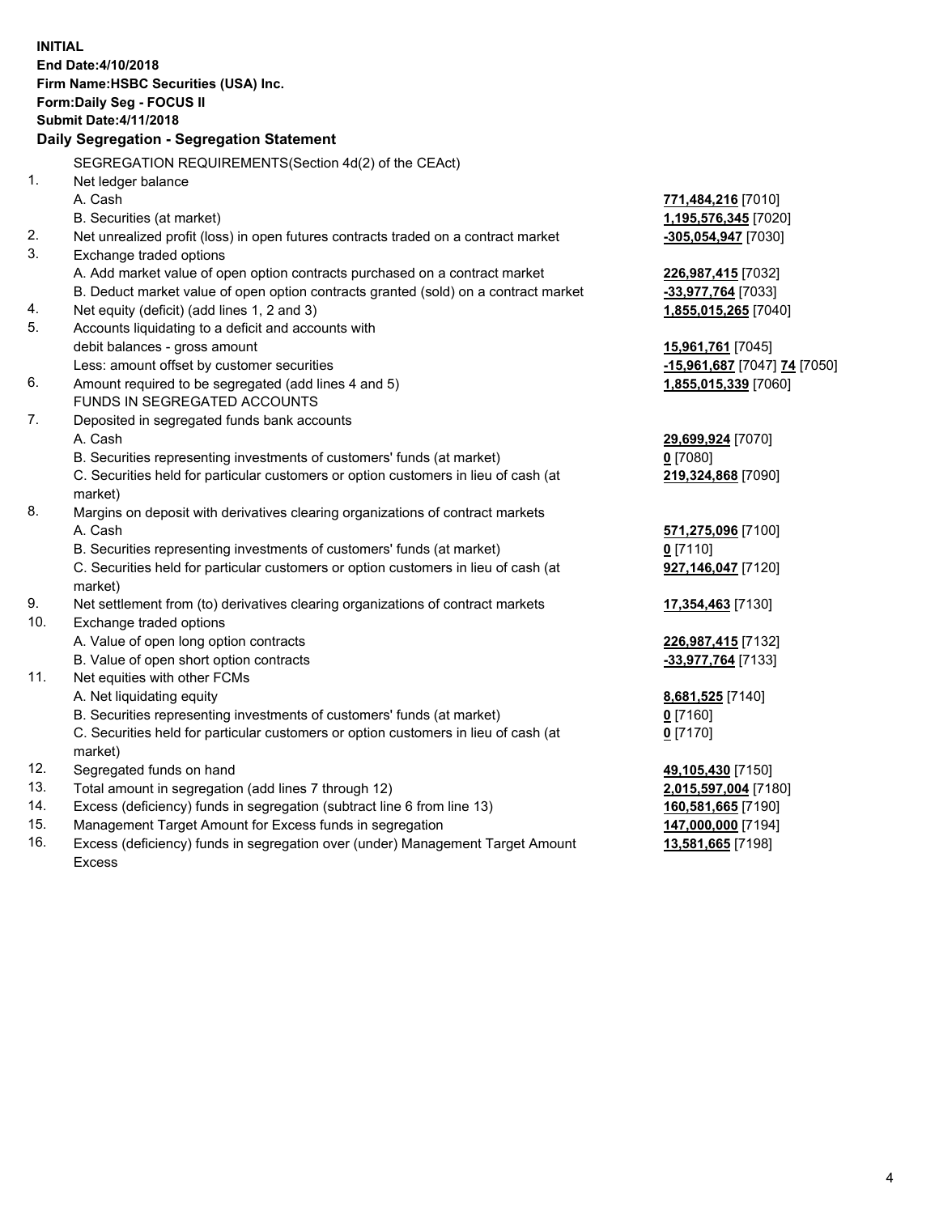**INITIAL**
**End Date:4/10/2018**
**Firm Name:HSBC Securities (USA) Inc.**
**Form:Daily Seg - FOCUS II**
**Submit Date:4/11/2018**

## Daily Segregation - Segregation Statement

SEGREGATION REQUIREMENTS(Section 4d(2) of the CEAct)

| | | |
|---|---|---|
| 1. | Net ledger balance | |
| | A. Cash | **771,484,216** [7010] |
| | B. Securities (at market) | **1,195,576,345** [7020] |
| 2. | Net unrealized profit (loss) in open futures contracts traded on a contract market | **-305,054,947** [7030] |
| 3. | Exchange traded options | |
| | A. Add market value of open option contracts purchased on a contract market | **226,987,415** [7032] |
| | B. Deduct market value of open option contracts granted (sold) on a contract market | **-33,977,764** [7033] |
| 4. | Net equity (deficit) (add lines 1, 2 and 3) | **1,855,015,265** [7040] |
| 5. | Accounts liquidating to a deficit and accounts with debit balances - gross amount | **15,961,761** [7045] |
| | Less: amount offset by customer securities | **-15,961,687** [7047] **74** [7050] |
| 6. | Amount required to be segregated (add lines 4 and 5) | **1,855,015,339** [7060] |
| | FUNDS IN SEGREGATED ACCOUNTS | |
| 7. | Deposited in segregated funds bank accounts | |
| | A. Cash | **29,699,924** [7070] |
| | B. Securities representing investments of customers' funds (at market) | **0** [7080] |
| | C. Securities held for particular customers or option customers in lieu of cash (at market) | **219,324,868** [7090] |
| 8. | Margins on deposit with derivatives clearing organizations of contract markets | |
| | A. Cash | **571,275,096** [7100] |
| | B. Securities representing investments of customers' funds (at market) | **0** [7110] |
| | C. Securities held for particular customers or option customers in lieu of cash (at market) | **927,146,047** [7120] |
| 9. | Net settlement from (to) derivatives clearing organizations of contract markets | **17,354,463** [7130] |
| 10. | Exchange traded options | |
| | A. Value of open long option contracts | **226,987,415** [7132] |
| | B. Value of open short option contracts | **-33,977,764** [7133] |
| 11. | Net equities with other FCMs | |
| | A. Net liquidating equity | **8,681,525** [7140] |
| | B. Securities representing investments of customers' funds (at market) | **0** [7160] |
| | C. Securities held for particular customers or option customers in lieu of cash (at market) | **0** [7170] |
| 12. | Segregated funds on hand | **49,105,430** [7150] |
| 13. | Total amount in segregation (add lines 7 through 12) | **2,015,597,004** [7180] |
| 14. | Excess (deficiency) funds in segregation (subtract line 6 from line 13) | **160,581,665** [7190] |
| 15. | Management Target Amount for Excess funds in segregation | **147,000,000** [7194] |
| 16. | Excess (deficiency) funds in segregation over (under) Management Target Amount Excess | **13,581,665** [7198] |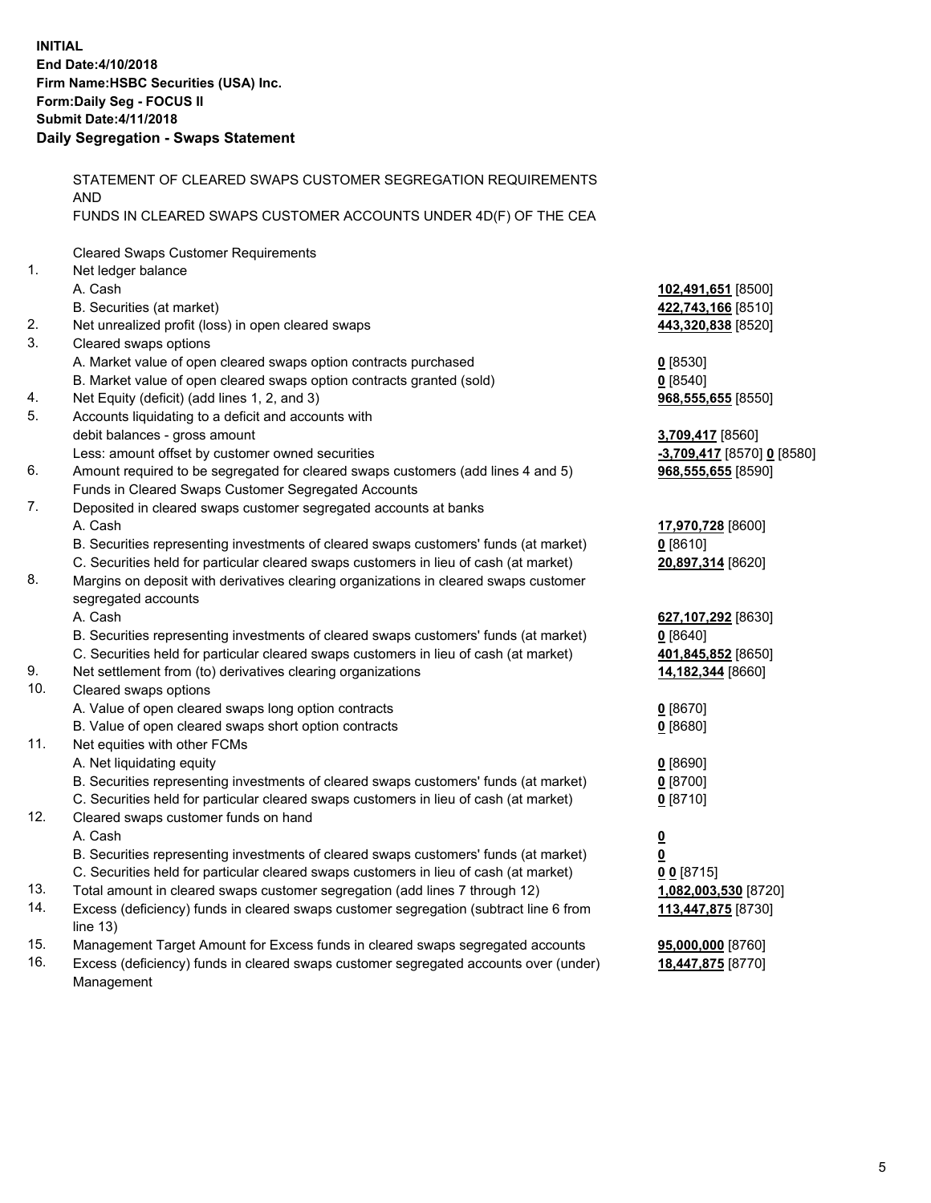**INITIAL**
**End Date:4/10/2018**
**Firm Name:HSBC Securities (USA) Inc.**
**Form:Daily Seg - FOCUS II**
**Submit Date:4/11/2018**
**Daily Segregation - Swaps Statement**

STATEMENT OF CLEARED SWAPS CUSTOMER SEGREGATION REQUIREMENTS AND FUNDS IN CLEARED SWAPS CUSTOMER ACCOUNTS UNDER 4D(F) OF THE CEA

| | | |
|---|---|---|
| | Cleared Swaps Customer Requirements | |
| 1. | Net ledger balance | |
| | A. Cash | **102,491,651** [8500] |
| | B. Securities (at market) | **422,743,166** [8510] |
| 2. | Net unrealized profit (loss) in open cleared swaps | **443,320,838** [8520] |
| 3. | Cleared swaps options | |
| | A. Market value of open cleared swaps option contracts purchased | **0** [8530] |
| | B. Market value of open cleared swaps option contracts granted (sold) | **0** [8540] |
| 4. | Net Equity (deficit) (add lines 1, 2, and 3) | **968,555,655** [8550] |
| 5. | Accounts liquidating to a deficit and accounts with debit balances - gross amount | **3,709,417** [8560] |
| | Less: amount offset by customer owned securities | **-3,709,417** [8570] **0** [8580] |
| 6. | Amount required to be segregated for cleared swaps customers (add lines 4 and 5) | **968,555,655** [8590] |
| | Funds in Cleared Swaps Customer Segregated Accounts | |
| 7. | Deposited in cleared swaps customer segregated accounts at banks | |
| | A. Cash | **17,970,728** [8600] |
| | B. Securities representing investments of cleared swaps customers' funds (at market) | **0** [8610] |
| | C. Securities held for particular cleared swaps customers in lieu of cash (at market) | **20,897,314** [8620] |
| 8. | Margins on deposit with derivatives clearing organizations in cleared swaps customer segregated accounts | |
| | A. Cash | **627,107,292** [8630] |
| | B. Securities representing investments of cleared swaps customers' funds (at market) | **0** [8640] |
| | C. Securities held for particular cleared swaps customers in lieu of cash (at market) | **401,845,852** [8650] |
| 9. | Net settlement from (to) derivatives clearing organizations | **14,182,344** [8660] |
| 10. | Cleared swaps options | |
| | A. Value of open cleared swaps long option contracts | **0** [8670] |
| | B. Value of open cleared swaps short option contracts | **0** [8680] |
| 11. | Net equities with other FCMs | |
| | A. Net liquidating equity | **0** [8690] |
| | B. Securities representing investments of cleared swaps customers' funds (at market) | **0** [8700] |
| | C. Securities held for particular cleared swaps customers in lieu of cash (at market) | **0** [8710] |
| 12. | Cleared swaps customer funds on hand | |
| | A. Cash | **0** |
| | B. Securities representing investments of cleared swaps customers' funds (at market) | **0** |
| | C. Securities held for particular cleared swaps customers in lieu of cash (at market) | **0** **0** [8715] |
| 13. | Total amount in cleared swaps customer segregation (add lines 7 through 12) | **1,082,003,530** [8720] |
| 14. | Excess (deficiency) funds in cleared swaps customer segregation (subtract line 6 from line 13) | **113,447,875** [8730] |
| 15. | Management Target Amount for Excess funds in cleared swaps segregated accounts | **95,000,000** [8760] |
| 16. | Excess (deficiency) funds in cleared swaps customer segregated accounts over (under) Management | **18,447,875** [8770] |